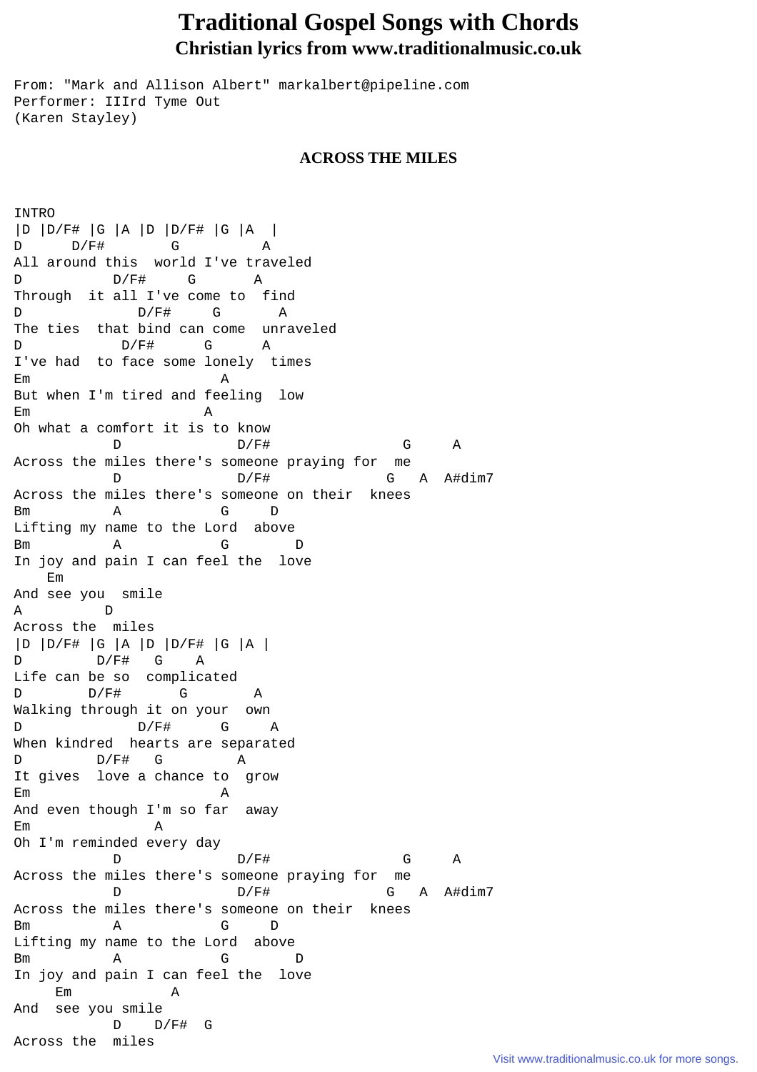# Traditional Gospel Songs with Chords

## Christian lyrics from www.traditionalmusic.co.uk

```
From: "Mark and Allison Albert" markalbert@pipeline.com
Performer: IIIrd Tyme Out
(Karen Stayley)
```

### ACROSS THE MILES

```
INTRO
|D |D/F# |G |A |D |D/F# |G |A  |
D      D/F#        G          A
All around this  world I've traveled
D           D/F#     G       A
Through  it all I've come to  find
D              D/F#     G       A
The ties  that bind can come  unraveled
D            D/F#      G      A
I've had  to face some lonely  times
Em                       A
But when I'm tired and feeling  low
Em                     A
Oh what a comfort it is to know
            D              D/F#                G     A
Across the miles there's someone praying for  me
            D              D/F#              G   A  A#dim7
Across the miles there's someone on their  knees
Bm          A            G     D
Lifting my name to the Lord  above
Bm          A            G        D
In joy and pain I can feel the  love
    Em
And see you  smile
A          D
Across the  miles
|D |D/F# |G |A |D |D/F# |G |A |
D         D/F#   G    A
Life can be so  complicated
D        D/F#       G        A
Walking through it on your  own
D              D/F#      G     A
When kindred  hearts are separated
D         D/F#   G         A
It gives  love a chance to  grow
Em                       A
And even though I'm so far  away
Em               A
Oh I'm reminded every day
            D              D/F#                G     A
Across the miles there's someone praying for  me
            D              D/F#              G   A  A#dim7
Across the miles there's someone on their  knees
Bm          A            G     D
Lifting my name to the Lord  above
Bm          A            G        D
In joy and pain I can feel the  love
     Em            A
And  see you smile
            D    D/F#  G
Across the  miles
```

Visit www.traditionalmusic.co.uk for more songs.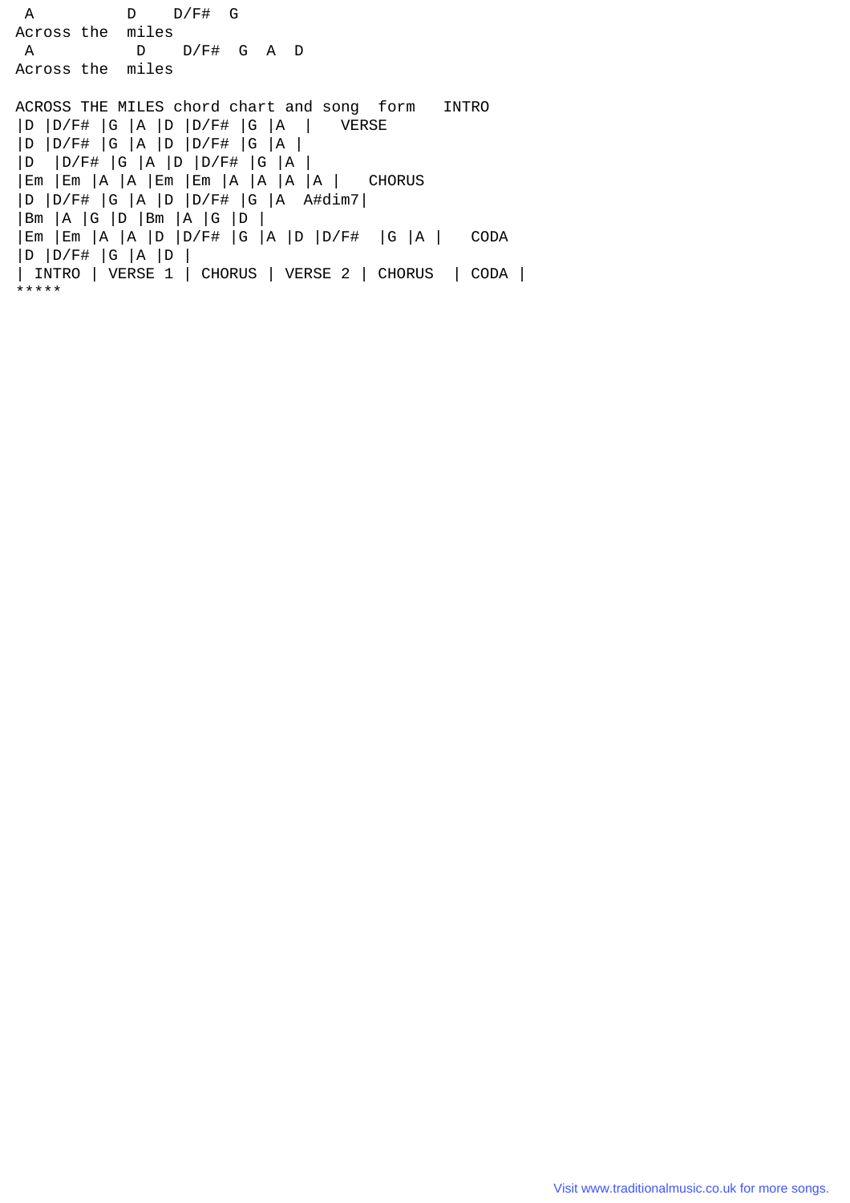```
 A          D    D/F#  G
Across the  miles
 A           D    D/F#  G  A  D
Across the  miles

ACROSS THE MILES chord chart and song  form   INTRO
|D |D/F# |G |A |D |D/F# |G |A  |   VERSE
|D |D/F# |G |A |D |D/F# |G |A |
|D  |D/F# |G |A |D |D/F# |G |A |
|Em |Em |A |A |Em |Em |A |A |A |A |   CHORUS
|D |D/F# |G |A |D |D/F# |G |A  A#dim7|
|Bm |A |G |D |Bm |A |G |D |
|Em |Em |A |A |D |D/F# |G |A |D |D/F#  |G |A |   CODA
|D |D/F# |G |A |D |
| INTRO | VERSE 1 | CHORUS | VERSE 2 | CHORUS  | CODA |
*****
```